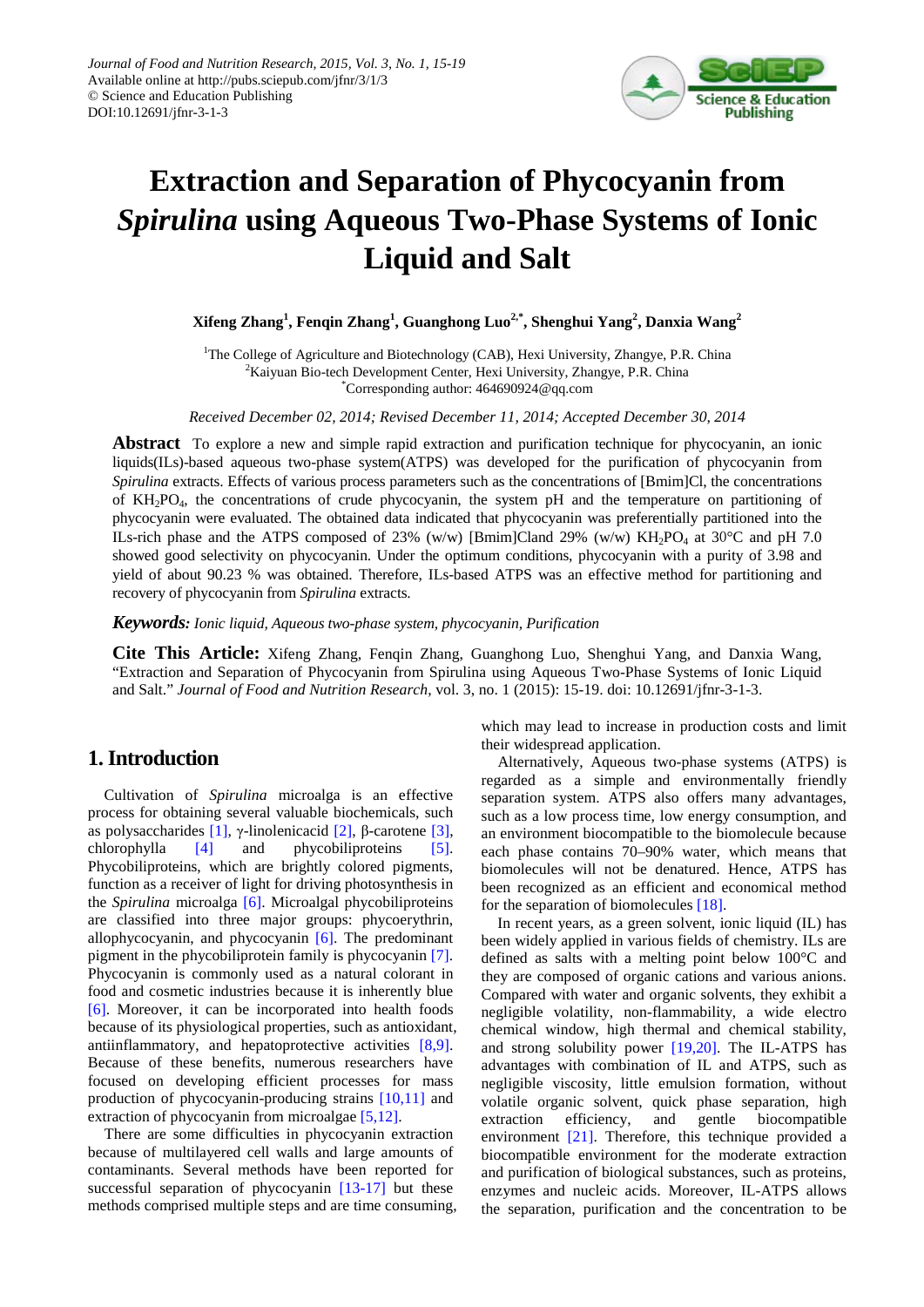Journal of Food and Nutrition Research, 2015, Vol. 3, No. 1, 15-19
Available online at http://pubs.sciepub.com/jfnr/3/1/3
© Science and Education Publishing
DOI:10.12691/jfnr-3-1-3

# Extraction and Separation of Phycocyanin from *Spirulina* using Aqueous Two-Phase Systems of Ionic Liquid and Salt

**Xifeng Zhang[1], Fenqin Zhang[1], Guanghong Luo[2,*], Shenghui Yang[2], Danxia Wang[2]**

[1]The College of Agriculture and Biotechnology (CAB), Hexi University, Zhangye, P.R. China
[2]Kaiyuan Bio-tech Development Center, Hexi University, Zhangye, P.R. China
[*]Corresponding author: 464690924@qq.com

*Received December 02, 2014; Revised December 11, 2014; Accepted December 30, 2014*

**Abstract** To explore a new and simple rapid extraction and purification technique for phycocyanin, an ionic liquids(ILs)-based aqueous two-phase system(ATPS) was developed for the purification of phycocyanin from *Spirulina* extracts. Effects of various process parameters such as the concentrations of [Bmim]Cl, the concentrations of $KH_2PO_4$, the concentrations of crude phycocyanin, the system pH and the temperature on partitioning of phycocyanin were evaluated. The obtained data indicated that phycocyanin was preferentially partitioned into the ILs-rich phase and the ATPS composed of 23% (w/w) [Bmim]Cland 29% (w/w) $KH_2PO_4$ at 30°C and pH 7.0 showed good selectivity on phycocyanin. Under the optimum conditions, phycocyanin with a purity of 3.98 and yield of about 90.23 % was obtained. Therefore, ILs-based ATPS was an effective method for partitioning and recovery of phycocyanin from *Spirulina* extracts.

***Keywords:*** *Ionic liquid, Aqueous two-phase system, phycocyanin, Purification*

**Cite This Article:** Xifeng Zhang, Fenqin Zhang, Guanghong Luo, Shenghui Yang, and Danxia Wang, "Extraction and Separation of Phycocyanin from Spirulina using Aqueous Two-Phase Systems of Ionic Liquid and Salt." *Journal of Food and Nutrition Research*, vol. 3, no. 1 (2015): 15-19. doi: 10.12691/jfnr-3-1-3.

## 1. Introduction

Cultivation of *Spirulina* microalga is an effective process for obtaining several valuable biochemicals, such as polysaccharides [1], γ-linolenicacid [2], β-carotene [3], chlorophylla [4] and phycobiliproteins [5]. Phycobiliproteins, which are brightly colored pigments, function as a receiver of light for driving photosynthesis in the *Spirulina* microalga [6]. Microalgal phycobiliproteins are classified into three major groups: phycoerythrin, allophycocyanin, and phycocyanin [6]. The predominant pigment in the phycobiliprotein family is phycocyanin [7]. Phycocyanin is commonly used as a natural colorant in food and cosmetic industries because it is inherently blue [6]. Moreover, it can be incorporated into health foods because of its physiological properties, such as antioxidant, antiinflammatory, and hepatoprotective activities [8,9]. Because of these benefits, numerous researchers have focused on developing efficient processes for mass production of phycocyanin-producing strains [10,11] and extraction of phycocyanin from microalgae [5,12].

There are some difficulties in phycocyanin extraction because of multilayered cell walls and large amounts of contaminants. Several methods have been reported for successful separation of phycocyanin [13-17] but these methods comprised multiple steps and are time consuming, which may lead to increase in production costs and limit their widespread application.

Alternatively, Aqueous two-phase systems (ATPS) is regarded as a simple and environmentally friendly separation system. ATPS also offers many advantages, such as a low process time, low energy consumption, and an environment biocompatible to the biomolecule because each phase contains 70–90% water, which means that biomolecules will not be denatured. Hence, ATPS has been recognized as an efficient and economical method for the separation of biomolecules [18].

In recent years, as a green solvent, ionic liquid (IL) has been widely applied in various fields of chemistry. ILs are defined as salts with a melting point below 100°C and they are composed of organic cations and various anions. Compared with water and organic solvents, they exhibit a negligible volatility, non-flammability, a wide electro chemical window, high thermal and chemical stability, and strong solubility power [19,20]. The IL-ATPS has advantages with combination of IL and ATPS, such as negligible viscosity, little emulsion formation, without volatile organic solvent, quick phase separation, high extraction efficiency, and gentle biocompatible environment [21]. Therefore, this technique provided a biocompatible environment for the moderate extraction and purification of biological substances, such as proteins, enzymes and nucleic acids. Moreover, IL-ATPS allows the separation, purification and the concentration to be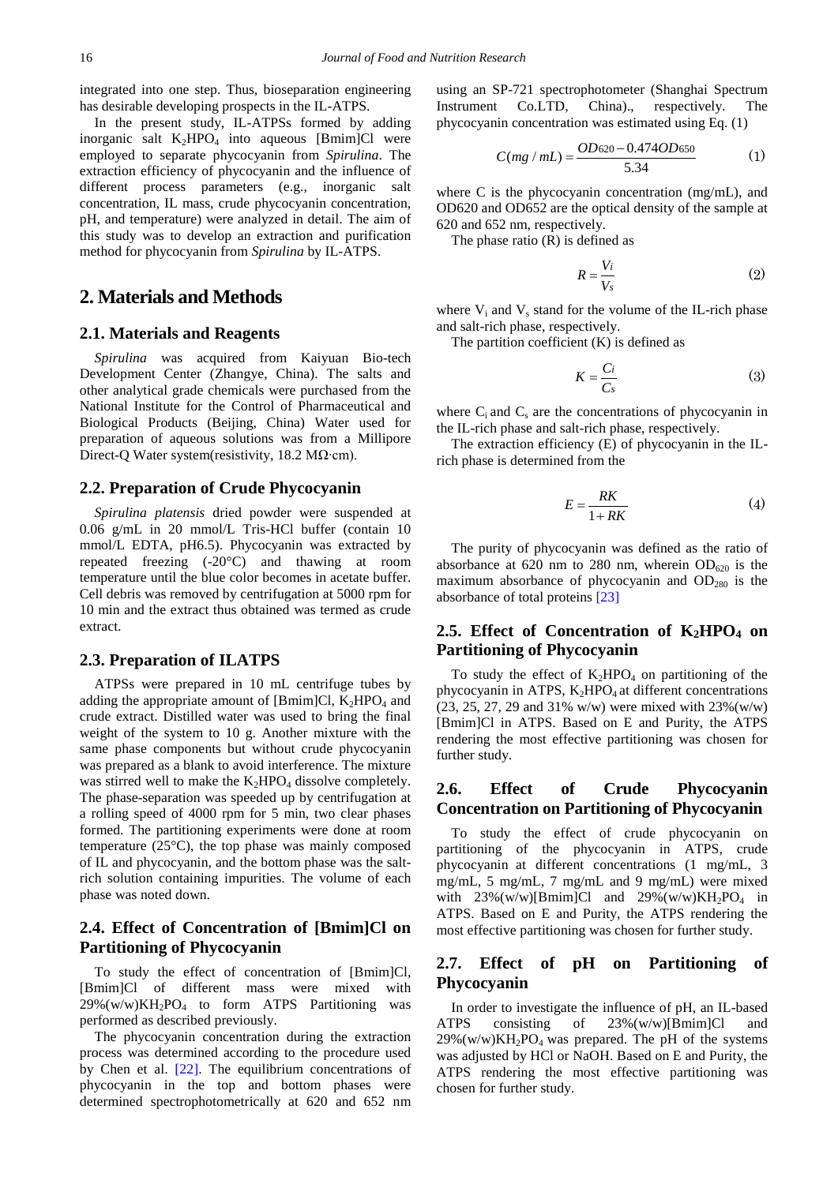integrated into one step. Thus, bioseparation engineering has desirable developing prospects in the IL-ATPS.

In the present study, IL-ATPSs formed by adding inorganic salt $K_2HPO_4$ into aqueous [Bmim]Cl were employed to separate phycocyanin from *Spirulina*. The extraction efficiency of phycocyanin and the influence of different process parameters (e.g., inorganic salt concentration, IL mass, crude phycocyanin concentration, pH, and temperature) were analyzed in detail. The aim of this study was to develop an extraction and purification method for phycocyanin from *Spirulina* by IL-ATPS.

## 2. Materials and Methods

### 2.1. Materials and Reagents

*Spirulina* was acquired from Kaiyuan Bio-tech Development Center (Zhangye, China). The salts and other analytical grade chemicals were purchased from the National Institute for the Control of Pharmaceutical and Biological Products (Beijing, China) Water used for preparation of aqueous solutions was from a Millipore Direct-Q Water system(resistivity, 18.2 MΩ·cm).

### 2.2. Preparation of Crude Phycocyanin

*Spirulina platensis* dried powder were suspended at 0.06 g/mL in 20 mmol/L Tris-HCl buffer (contain 10 mmol/L EDTA, pH6.5). Phycocyanin was extracted by repeated freezing (-20°C) and thawing at room temperature until the blue color becomes in acetate buffer. Cell debris was removed by centrifugation at 5000 rpm for 10 min and the extract thus obtained was termed as crude extract.

### 2.3. Preparation of ILATPS

ATPSs were prepared in 10 mL centrifuge tubes by adding the appropriate amount of [Bmim]Cl, $K_2HPO_4$ and crude extract. Distilled water was used to bring the final weight of the system to 10 g. Another mixture with the same phase components but without crude phycocyanin was prepared as a blank to avoid interference. The mixture was stirred well to make the $K_2HPO_4$ dissolve completely. The phase-separation was speeded up by centrifugation at a rolling speed of 4000 rpm for 5 min, two clear phases formed. The partitioning experiments were done at room temperature (25°C), the top phase was mainly composed of IL and phycocyanin, and the bottom phase was the salt-rich solution containing impurities. The volume of each phase was noted down.

### 2.4. Effect of Concentration of [Bmim]Cl on Partitioning of Phycocyanin

To study the effect of concentration of [Bmim]Cl, [Bmim]Cl of different mass were mixed with 29%(w/w)$KH_2PO_4$ to form ATPS Partitioning was performed as described previously.

The phycocyanin concentration during the extraction process was determined according to the procedure used by Chen et al. [22]. The equilibrium concentrations of phycocyanin in the top and bottom phases were determined spectrophotometrically at 620 and 652 nm using an SP-721 spectrophotometer (Shanghai Spectrum Instrument Co.LTD, China)., respectively. The phycocyanin concentration was estimated using Eq. (1)

$$C(mg/mL) = \frac{OD620 - 0.474OD650}{5.34} \quad (1)$$

where C is the phycocyanin concentration (mg/mL), and OD620 and OD652 are the optical density of the sample at 620 and 652 nm, respectively.

The phase ratio (R) is defined as

$$R = \frac{V_i}{V_s} \quad (2)$$

where $V_i$ and $V_s$ stand for the volume of the IL-rich phase and salt-rich phase, respectively.

The partition coefficient (K) is defined as

$$K = \frac{C_i}{C_s} \quad (3)$$

where $C_i$ and $C_s$ are the concentrations of phycocyanin in the IL-rich phase and salt-rich phase, respectively.

The extraction efficiency (E) of phycocyanin in the IL-rich phase is determined from the

$$E = \frac{RK}{1+RK} \quad (4)$$

The purity of phycocyanin was defined as the ratio of absorbance at 620 nm to 280 nm, wherein $OD_{620}$ is the maximum absorbance of phycocyanin and $OD_{280}$ is the absorbance of total proteins [23]

### 2.5. Effect of Concentration of $K_2HPO_4$ on Partitioning of Phycocyanin

To study the effect of $K_2HPO_4$ on partitioning of the phycocyanin in ATPS, $K_2HPO_4$ at different concentrations (23, 25, 27, 29 and 31% w/w) were mixed with 23%(w/w) [Bmim]Cl in ATPS. Based on E and Purity, the ATPS rendering the most effective partitioning was chosen for further study.

### 2.6. Effect of Crude Phycocyanin Concentration on Partitioning of Phycocyanin

To study the effect of crude phycocyanin on partitioning of the phycocyanin in ATPS, crude phycocyanin at different concentrations (1 mg/mL, 3 mg/mL, 5 mg/mL, 7 mg/mL and 9 mg/mL) were mixed with 23%(w/w)[Bmim]Cl and 29%(w/w)$KH_2PO_4$ in ATPS. Based on E and Purity, the ATPS rendering the most effective partitioning was chosen for further study.

### 2.7. Effect of pH on Partitioning of Phycocyanin

In order to investigate the influence of pH, an IL-based ATPS consisting of 23%(w/w)[Bmim]Cl and 29%(w/w)$KH_2PO_4$ was prepared. The pH of the systems was adjusted by HCl or NaOH. Based on E and Purity, the ATPS rendering the most effective partitioning was chosen for further study.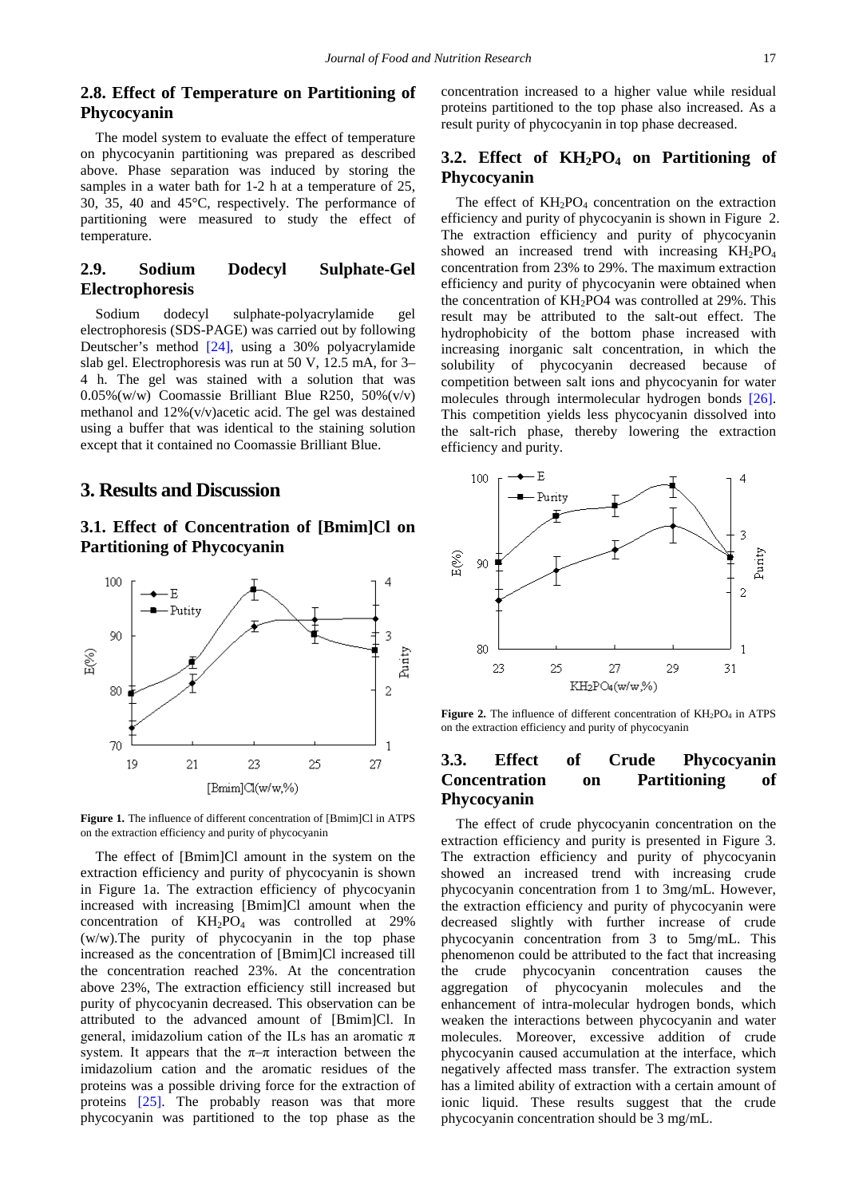## 2.8. Effect of Temperature on Partitioning of Phycocyanin

The model system to evaluate the effect of temperature on phycocyanin partitioning was prepared as described above. Phase separation was induced by storing the samples in a water bath for 1-2 h at a temperature of 25, 30, 35, 40 and 45°C, respectively. The performance of partitioning were measured to study the effect of temperature.

## 2.9. Sodium Dodecyl Sulphate-Gel Electrophoresis

Sodium dodecyl sulphate-polyacrylamide gel electrophoresis (SDS-PAGE) was carried out by following Deutscher's method [24], using a 30% polyacrylamide slab gel. Electrophoresis was run at 50 V, 12.5 mA, for 3–4 h. The gel was stained with a solution that was 0.05%(w/w) Coomassie Brilliant Blue R250, 50%(v/v) methanol and 12%(v/v)acetic acid. The gel was destained using a buffer that was identical to the staining solution except that it contained no Coomassie Brilliant Blue.

# 3. Results and Discussion

## 3.1. Effect of Concentration of [Bmim]Cl on Partitioning of Phycocyanin

**Figure 1.** The influence of different concentration of [Bmim]Cl in ATPS on the extraction efficiency and purity of phycocyanin

The effect of [Bmim]Cl amount in the system on the extraction efficiency and purity of phycocyanin is shown in Figure 1a. The extraction efficiency of phycocyanin increased with increasing [Bmim]Cl amount when the concentration of $KH_2PO_4$ was controlled at 29% (w/w).The purity of phycocyanin in the top phase increased as the concentration of [Bmim]Cl increased till the concentration reached 23%. At the concentration above 23%, The extraction efficiency still increased but purity of phycocyanin decreased. This observation can be attributed to the advanced amount of [Bmim]Cl. In general, imidazolium cation of the ILs has an aromatic $\pi$ system. It appears that the $\pi$–$\pi$ interaction between the imidazolium cation and the aromatic residues of the proteins was a possible driving force for the extraction of proteins [25]. The probably reason was that more phycocyanin was partitioned to the top phase as the concentration increased to a higher value while residual proteins partitioned to the top phase also increased. As a result purity of phycocyanin in top phase decreased.

## 3.2. Effect of $KH_2PO_4$ on Partitioning of Phycocyanin

The effect of $KH_2PO_4$ concentration on the extraction efficiency and purity of phycocyanin is shown in Figure 2. The extraction efficiency and purity of phycocyanin showed an increased trend with increasing $KH_2PO_4$ concentration from 23% to 29%. The maximum extraction efficiency and purity of phycocyanin were obtained when the concentration of $KH_2PO_4$ was controlled at 29%. This result may be attributed to the salt-out effect. The hydrophobicity of the bottom phase increased with increasing inorganic salt concentration, in which the solubility of phycocyanin decreased because of competition between salt ions and phycocyanin for water molecules through intermolecular hydrogen bonds [26]. This competition yields less phycocyanin dissolved into the salt-rich phase, thereby lowering the extraction efficiency and purity.

**Figure 2.** The influence of different concentration of $KH_2PO_4$ in ATPS on the extraction efficiency and purity of phycocyanin

## 3.3. Effect of Crude Phycocyanin Concentration on Partitioning of Phycocyanin

The effect of crude phycocyanin concentration on the extraction efficiency and purity is presented in Figure 3. The extraction efficiency and purity of phycocyanin showed an increased trend with increasing crude phycocyanin concentration from 1 to 3mg/mL. However, the extraction efficiency and purity of phycocyanin were decreased slightly with further increase of crude phycocyanin concentration from 3 to 5mg/mL. This phenomenon could be attributed to the fact that increasing the crude phycocyanin concentration causes the aggregation of phycocyanin molecules and the enhancement of intra-molecular hydrogen bonds, which weaken the interactions between phycocyanin and water molecules. Moreover, excessive addition of crude phycocyanin caused accumulation at the interface, which negatively affected mass transfer. The extraction system has a limited ability of extraction with a certain amount of ionic liquid. These results suggest that the crude phycocyanin concentration should be 3 mg/mL.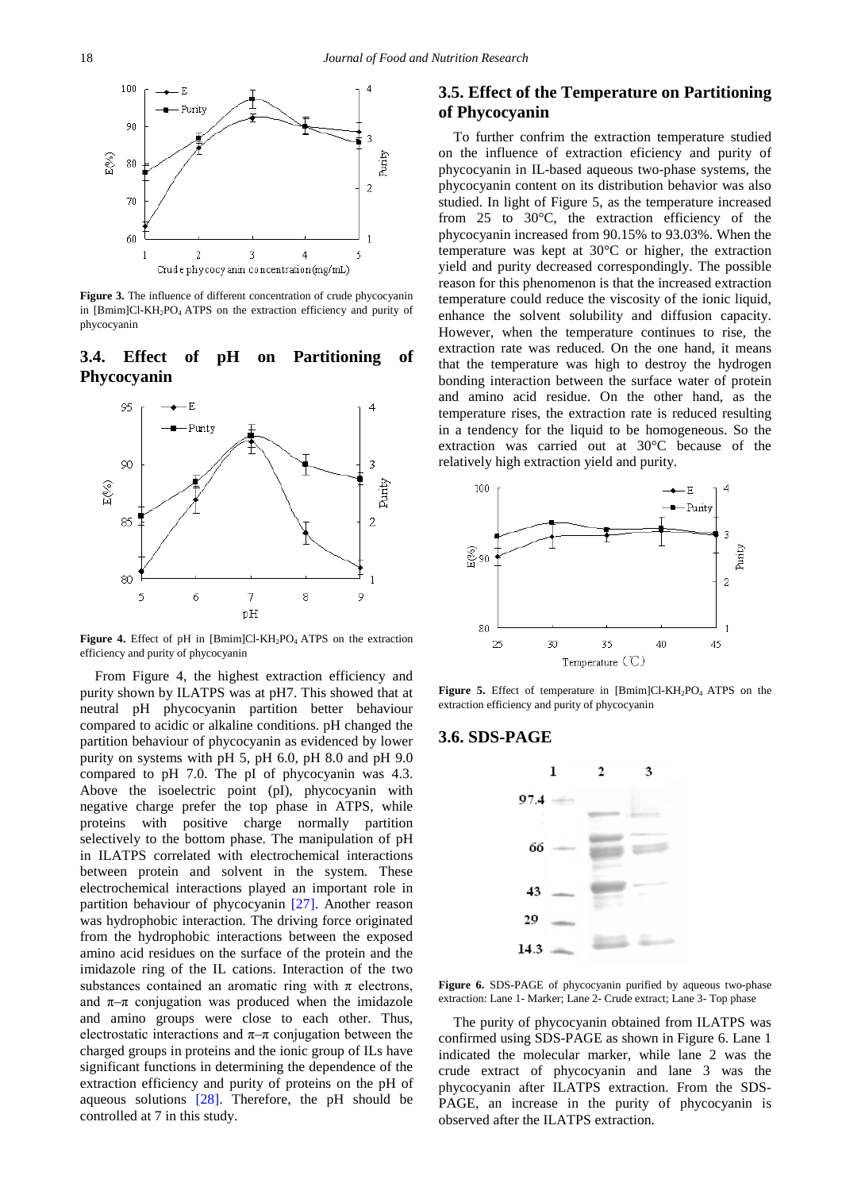**Figure 3.** The influence of different concentration of crude phycocyanin in [Bmim]Cl-$KH_2PO_4$ ATPS on the extraction efficiency and purity of phycocyanin

## 3.4. Effect of pH on Partitioning of Phycocyanin

**Figure 4.** Effect of pH in [Bmim]Cl-$KH_2PO_4$ ATPS on the extraction efficiency and purity of phycocyanin

From Figure 4, the highest extraction efficiency and purity shown by ILATPS was at pH7. This showed that at neutral pH phycocyanin partition better behaviour compared to acidic or alkaline conditions. pH changed the partition behaviour of phycocyanin as evidenced by lower purity on systems with pH 5, pH 6.0, pH 8.0 and pH 9.0 compared to pH 7.0. The pI of phycocyanin was 4.3. Above the isoelectric point (pI), phycocyanin with negative charge prefer the top phase in ATPS, while proteins with positive charge normally partition selectively to the bottom phase. The manipulation of pH in ILATPS correlated with electrochemical interactions between protein and solvent in the system. These electrochemical interactions played an important role in partition behaviour of phycocyanin [27]. Another reason was hydrophobic interaction. The driving force originated from the hydrophobic interactions between the exposed amino acid residues on the surface of the protein and the imidazole ring of the IL cations. Interaction of the two substances contained an aromatic ring with π electrons, and π–π conjugation was produced when the imidazole and amino groups were close to each other. Thus, electrostatic interactions and π–π conjugation between the charged groups in proteins and the ionic group of ILs have significant functions in determining the dependence of the extraction efficiency and purity of proteins on the pH of aqueous solutions [28]. Therefore, the pH should be controlled at 7 in this study.

## 3.5. Effect of the Temperature on Partitioning of Phycocyanin

To further confrim the extraction temperature studied on the influence of extraction eficiency and purity of phycocyanin in IL-based aqueous two-phase systems, the phycocyanin content on its distribution behavior was also studied. In light of Figure 5, as the temperature increased from 25 to 30°C, the extraction efficiency of the phycocyanin increased from 90.15% to 93.03%. When the temperature was kept at 30°C or higher, the extraction yield and purity decreased correspondingly. The possible reason for this phenomenon is that the increased extraction temperature could reduce the viscosity of the ionic liquid, enhance the solvent solubility and diffusion capacity. However, when the temperature continues to rise, the extraction rate was reduced. On the one hand, it means that the temperature was high to destroy the hydrogen bonding interaction between the surface water of protein and amino acid residue. On the other hand, as the temperature rises, the extraction rate is reduced resulting in a tendency for the liquid to be homogeneous. So the extraction was carried out at 30°C because of the relatively high extraction yield and purity.

**Figure 5.** Effect of temperature in [Bmim]Cl-$KH_2PO_4$ ATPS on the extraction efficiency and purity of phycocyanin

## 3.6. SDS-PAGE

**Figure 6.** SDS-PAGE of phycocyanin purified by aqueous two-phase extraction: Lane 1- Marker; Lane 2- Crude extract; Lane 3- Top phase

The purity of phycocyanin obtained from ILATPS was confirmed using SDS-PAGE as shown in Figure 6. Lane 1 indicated the molecular marker, while lane 2 was the crude extract of phycocyanin and lane 3 was the phycocyanin after ILATPS extraction. From the SDS-PAGE, an increase in the purity of phycocyanin is observed after the ILATPS extraction.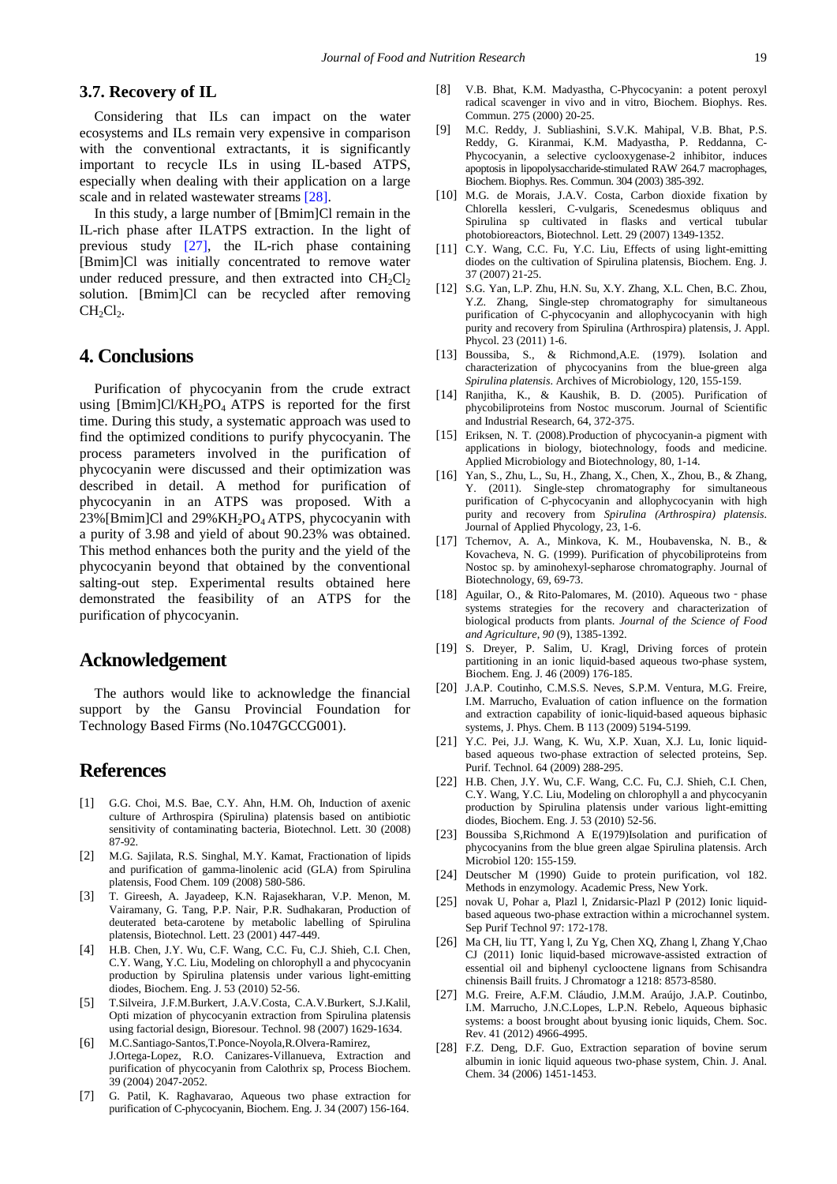### 3.7. Recovery of IL

Considering that ILs can impact on the water ecosystems and ILs remain very expensive in comparison with the conventional extractants, it is significantly important to recycle ILs in using IL-based ATPS, especially when dealing with their application on a large scale and in related wastewater streams [28].

In this study, a large number of [Bmim]Cl remain in the IL-rich phase after ILATPS extraction. In the light of previous study [27], the IL-rich phase containing [Bmim]Cl was initially concentrated to remove water under reduced pressure, and then extracted into $CH_2Cl_2$ solution. [Bmim]Cl can be recycled after removing $CH_2Cl_2$.

## 4. Conclusions

Purification of phycocyanin from the crude extract using [Bmim]Cl/$KH_2PO_4$ ATPS is reported for the first time. During this study, a systematic approach was used to find the optimized conditions to purify phycocyanin. The process parameters involved in the purification of phycocyanin were discussed and their optimization was described in detail. A method for purification of phycocyanin in an ATPS was proposed. With a 23%[Bmim]Cl and 29%$KH_2PO_4$ ATPS, phycocyanin with a purity of 3.98 and yield of about 90.23% was obtained. This method enhances both the purity and the yield of the phycocyanin beyond that obtained by the conventional salting-out step. Experimental results obtained here demonstrated the feasibility of an ATPS for the purification of phycocyanin.

## Acknowledgement

The authors would like to acknowledge the financial support by the Gansu Provincial Foundation for Technology Based Firms (No.1047GCCG001).

## References

[1] G.G. Choi, M.S. Bae, C.Y. Ahn, H.M. Oh, Induction of axenic culture of Arthrospira (Spirulina) platensis based on antibiotic sensitivity of contaminating bacteria, Biotechnol. Lett. 30 (2008) 87-92.

[2] M.G. Sajilata, R.S. Singhal, M.Y. Kamat, Fractionation of lipids and purification of gamma-linolenic acid (GLA) from Spirulina platensis, Food Chem. 109 (2008) 580-586.

[3] T. Gireesh, A. Jayadeep, K.N. Rajasekharan, V.P. Menon, M. Vairamany, G. Tang, P.P. Nair, P.R. Sudhakaran, Production of deuterated beta-carotene by metabolic labelling of Spirulina platensis, Biotechnol. Lett. 23 (2001) 447-449.

[4] H.B. Chen, J.Y. Wu, C.F. Wang, C.C. Fu, C.J. Shieh, C.I. Chen, C.Y. Wang, Y.C. Liu, Modeling on chlorophyll a and phycocyanin production by Spirulina platensis under various light-emitting diodes, Biochem. Eng. J. 53 (2010) 52-56.

[5] T.Silveira, J.F.M.Burkert, J.A.V.Costa, C.A.V.Burkert, S.J.Kalil, Opti mization of phycocyanin extraction from Spirulina platensis using factorial design, Bioresour. Technol. 98 (2007) 1629-1634.

[6] M.C.Santiago-Santos,T.Ponce-Noyola,R.Olvera-Ramirez, J.Ortega-Lopez, R.O. Canizares-Villanueva, Extraction and purification of phycocyanin from Calothrix sp, Process Biochem. 39 (2004) 2047-2052.

[7] G. Patil, K. Raghavarao, Aqueous two phase extraction for purification of C-phycocyanin, Biochem. Eng. J. 34 (2007) 156-164.

[8] V.B. Bhat, K.M. Madyastha, C-Phycocyanin: a potent peroxyl radical scavenger in vivo and in vitro, Biochem. Biophys. Res. Commun. 275 (2000) 20-25.

[9] M.C. Reddy, J. Subliashini, S.V.K. Mahipal, V.B. Bhat, P.S. Reddy, G. Kiranmai, K.M. Madyastha, P. Reddanna, C-Phycocyanin, a selective cyclooxygenase-2 inhibitor, induces apoptosis in lipopolysaccharide-stimulated RAW 264.7 macrophages, Biochem. Biophys. Res. Commun. 304 (2003) 385-392.

[10] M.G. de Morais, J.A.V. Costa, Carbon dioxide fixation by Chlorella kessleri, C-vulgaris, Scenedesmus obliquus and Spirulina sp cultivated in flasks and vertical tubular photobioreactors, Biotechnol. Lett. 29 (2007) 1349-1352.

[11] C.Y. Wang, C.C. Fu, Y.C. Liu, Effects of using light-emitting diodes on the cultivation of Spirulina platensis, Biochem. Eng. J. 37 (2007) 21-25.

[12] S.G. Yan, L.P. Zhu, H.N. Su, X.Y. Zhang, X.L. Chen, B.C. Zhou, Y.Z. Zhang, Single-step chromatography for simultaneous purification of C-phycocyanin and allophycocyanin with high purity and recovery from Spirulina (Arthrospira) platensis, J. Appl. Phycol. 23 (2011) 1-6.

[13] Boussiba, S., & Richmond,A.E. (1979). Isolation and characterization of phycocyanins from the blue-green alga *Spirulina platensis*. Archives of Microbiology, 120, 155-159.

[14] Ranjitha, K., & Kaushik, B. D. (2005). Purification of phycobiliproteins from Nostoc muscorum. Journal of Scientific and Industrial Research, 64, 372-375.

[15] Eriksen, N. T. (2008).Production of phycocyanin-a pigment with applications in biology, biotechnology, foods and medicine. Applied Microbiology and Biotechnology, 80, 1-14.

[16] Yan, S., Zhu, L., Su, H., Zhang, X., Chen, X., Zhou, B., & Zhang, Y. (2011). Single-step chromatography for simultaneous purification of C-phycocyanin and allophycocyanin with high purity and recovery from *Spirulina (Arthrospira) platensis*. Journal of Applied Phycology, 23, 1-6.

[17] Tchernov, A. A., Minkova, K. M., Houbavenska, N. B., & Kovacheva, N. G. (1999). Purification of phycobiliproteins from Nostoc sp. by aminohexyl-sepharose chromatography. Journal of Biotechnology, 69, 69-73.

[18] Aguilar, O., & Rito-Palomares, M. (2010). Aqueous two‐phase systems strategies for the recovery and characterization of biological products from plants. *Journal of the Science of Food and Agriculture*, *90* (9), 1385-1392.

[19] S. Dreyer, P. Salim, U. Kragl, Driving forces for protein partitioning in an ionic liquid-based aqueous two-phase system, Biochem. Eng. J. 46 (2009) 176-185.

[20] J.A.P. Coutinho, C.M.S.S. Neves, S.P.M. Ventura, M.G. Freire, I.M. Marrucho, Evaluation of cation influence on the formation and extraction capability of ionic-liquid-based aqueous biphasic systems, J. Phys. Chem. B 113 (2009) 5194-5199.

[21] Y.C. Pei, J.J. Wang, K. Wu, X.P. Xuan, X.J. Lu, Ionic liquid-based aqueous two-phase extraction of selected proteins, Sep. Purif. Technol. 64 (2009) 288-295.

[22] H.B. Chen, J.Y. Wu, C.F. Wang, C.C. Fu, C.J. Shieh, C.I. Chen, C.Y. Wang, Y.C. Liu, Modeling on chlorophyll a and phycocyanin production by Spirulina platensis under various light-emitting diodes, Biochem. Eng. J. 53 (2010) 52-56.

[23] Boussiba S,Richmond A E(1979)Isolation and purification of phycocyanins from the blue green algae Spirulina platensis. Arch Microbiol 120: 155-159.

[24] Deutscher M (1990) Guide to protein purification, vol 182. Methods in enzymology. Academic Press, New York.

[25] novak U, Pohar a, Plazl l, Znidarsic-Plazl P (2012) Ionic liquid-based aqueous two-phase extraction within a microchannel system. Sep Purif Technol 97: 172-178.

[26] Ma CH, liu TT, Yang l, Zu Yg, Chen XQ, Zhang l, Zhang Y,Chao CJ (2011) Ionic liquid-based microwave-assisted extraction of essential oil and biphenyl cyclooctene lignans from Schisandra chinensis Baill fruits. J Chromatogr a 1218: 8573-8580.

[27] M.G. Freire, A.F.M. Cláudio, J.M.M. Araújo, J.A.P. Coutinbo, I.M. Marrucho, J.N.C.Lopes, L.P.N. Rebelo, Aqueous biphasic systems: a boost brought about byusing ionic liquids, Chem. Soc. Rev. 41 (2012) 4966-4995.

[28] F.Z. Deng, D.F. Guo, Extraction separation of bovine serum albumin in ionic liquid aqueous two-phase system, Chin. J. Anal. Chem. 34 (2006) 1451-1453.